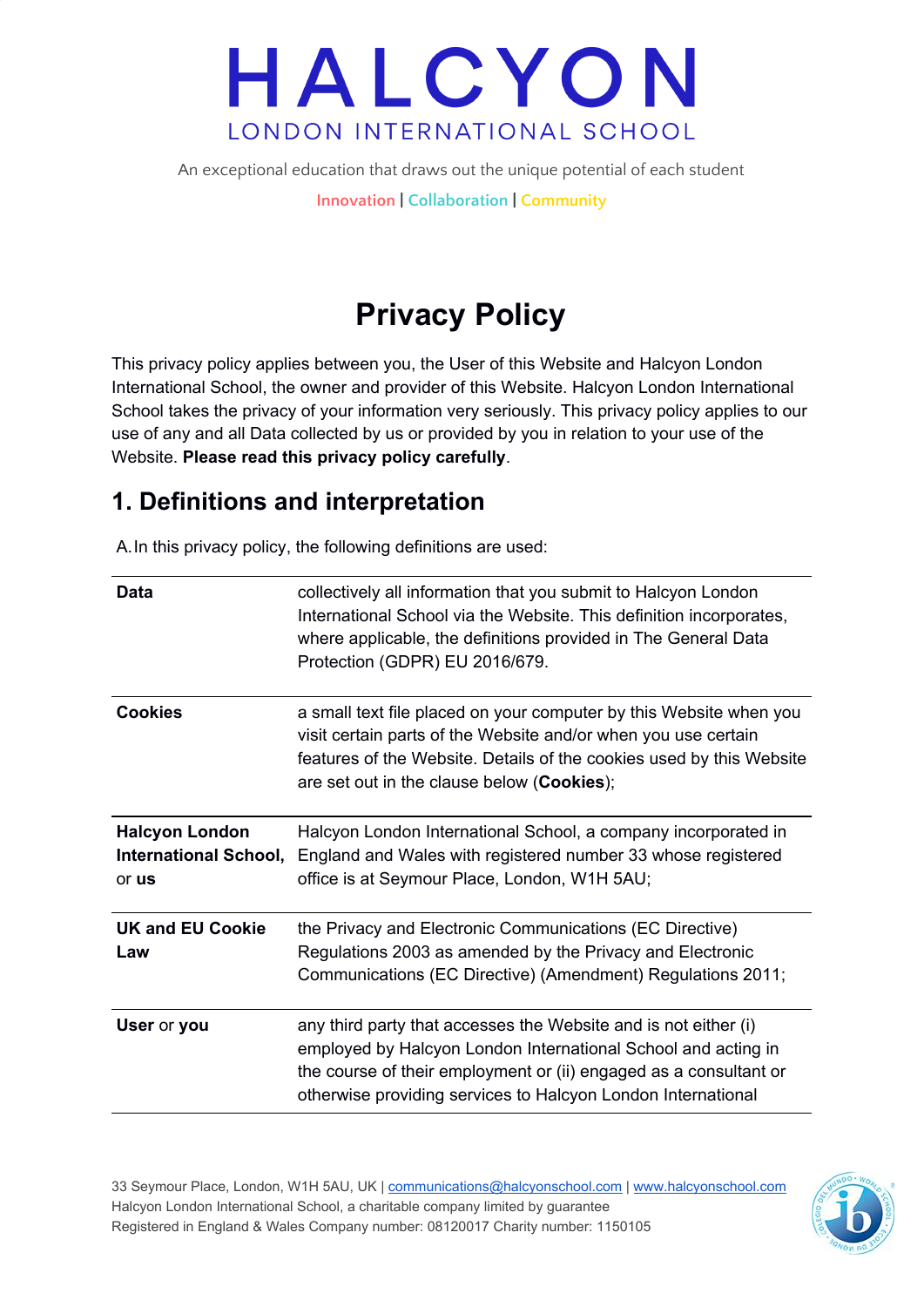# HALCYON

LONDON INTERNATIONAL SCHOOL

An exceptional education that draws out the unique potential of each student

Innovation | Collaboration | Community

# Privacy Policy

This privacy policy applies between you, the User of this Website and Halcyon London International School, the owner and provider of this Website. Halcyon London International School takes the privacy of your information very seriously. This privacy policy applies to our use of any and all Data collected by us or provided by you in relation to your use of the Website. **Please read this privacy policy carefully**.

## 1. Definitions and interpretation

A. In this privacy policy, the following definitions are used:

| | |
|---|---|
| **Data** | collectively all information that you submit to Halcyon London International School via the Website. This definition incorporates, where applicable, the definitions provided in The General Data Protection (GDPR) EU 2016/679. |
| **Cookies** | a small text file placed on your computer by this Website when you visit certain parts of the Website and/or when you use certain features of the Website. Details of the cookies used by this Website are set out in the clause below (**Cookies**); |
| **Halcyon London International School,** or **us** | Halcyon London International School, a company incorporated in England and Wales with registered number 33 whose registered office is at Seymour Place, London, W1H 5AU; |
| **UK and EU Cookie Law** | the Privacy and Electronic Communications (EC Directive) Regulations 2003 as amended by the Privacy and Electronic Communications (EC Directive) (Amendment) Regulations 2011; |
| **User** or **you** | any third party that accesses the Website and is not either (i) employed by Halcyon London International School and acting in the course of their employment or (ii) engaged as a consultant or otherwise providing services to Halcyon London International |

33 Seymour Place, London, W1H 5AU, UK | communications@halcyonschool.com | www.halcyonschool.com
Halcyon London International School, a charitable company limited by guarantee
Registered in England & Wales Company number: 08120017 Charity number: 1150105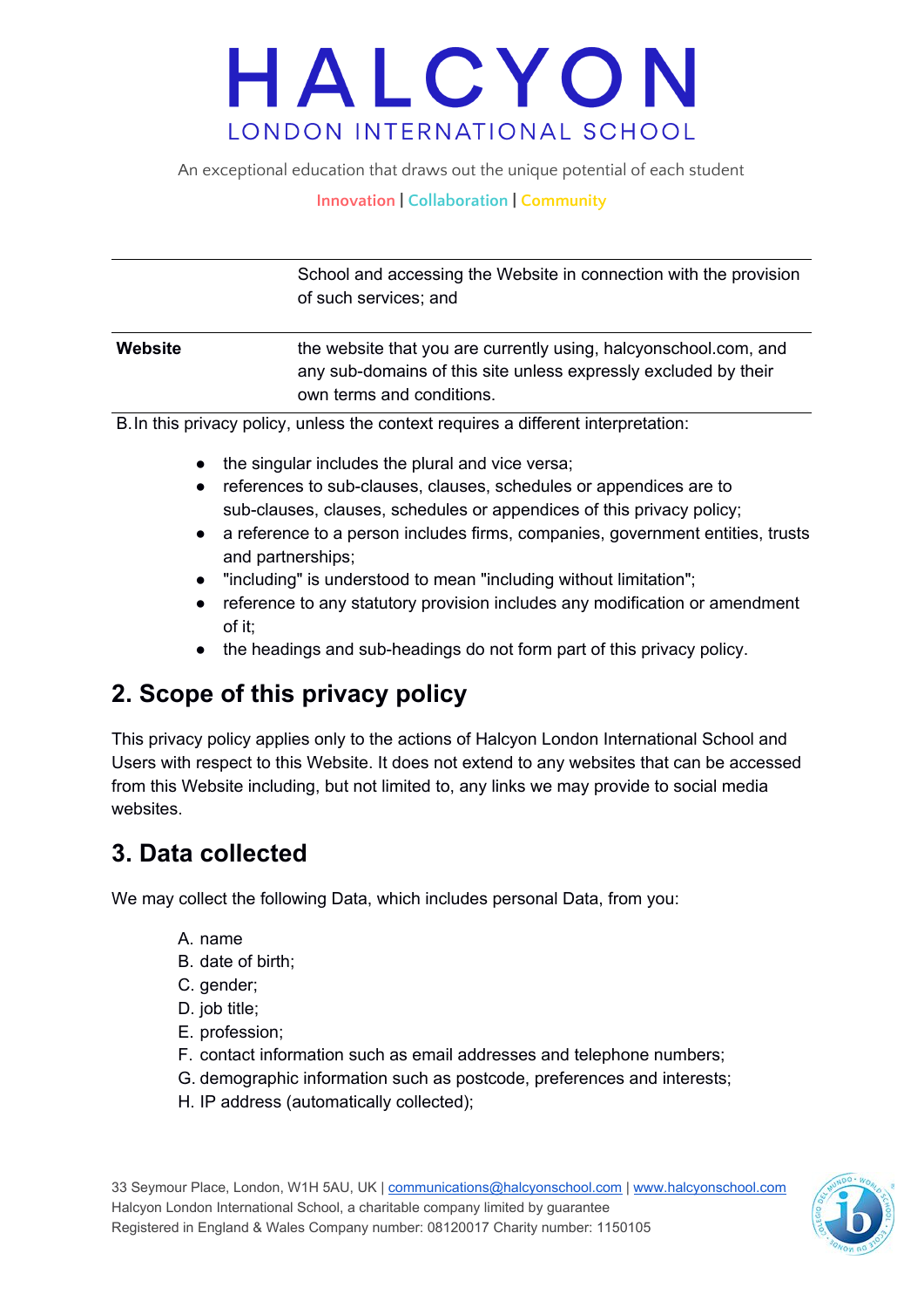| | |
|---|---|
| | School and accessing the Website in connection with the provision of such services; and |
| **Website** | the website that you are currently using, halcyonschool.com, and any sub-domains of this site unless expressly excluded by their own terms and conditions. |

B. In this privacy policy, unless the context requires a different interpretation:

- the singular includes the plural and vice versa;
- references to sub-clauses, clauses, schedules or appendices are to sub-clauses, clauses, schedules or appendices of this privacy policy;
- a reference to a person includes firms, companies, government entities, trusts and partnerships;
- "including" is understood to mean "including without limitation";
- reference to any statutory provision includes any modification or amendment of it;
- the headings and sub-headings do not form part of this privacy policy.

## 2. Scope of this privacy policy

This privacy policy applies only to the actions of Halcyon London International School and Users with respect to this Website. It does not extend to any websites that can be accessed from this Website including, but not limited to, any links we may provide to social media websites.

## 3. Data collected

We may collect the following Data, which includes personal Data, from you:

A. name
B. date of birth;
C. gender;
D. job title;
E. profession;
F. contact information such as email addresses and telephone numbers;
G. demographic information such as postcode, preferences and interests;
H. IP address (automatically collected);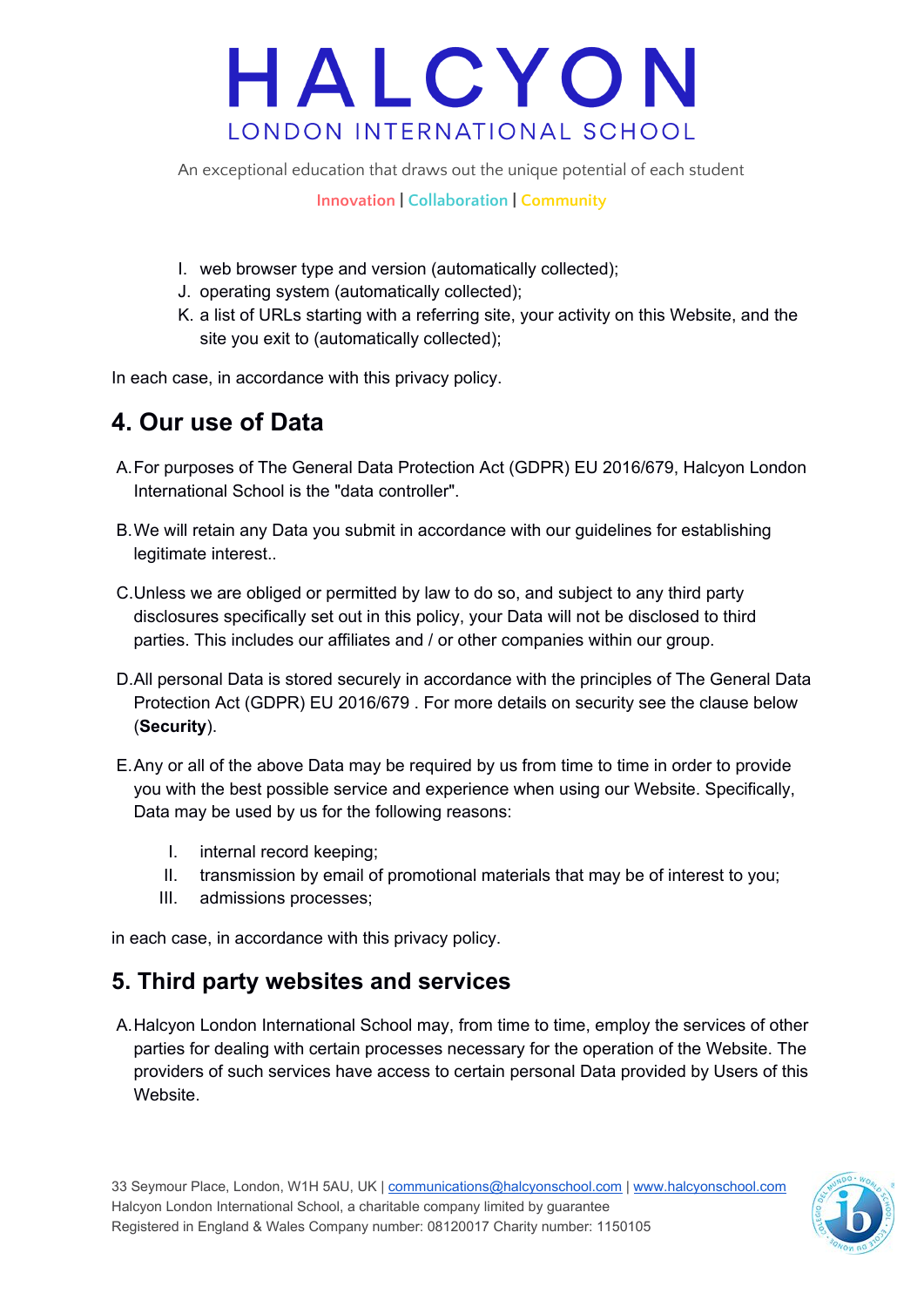I. web browser type and version (automatically collected);
J. operating system (automatically collected);
K. a list of URLs starting with a referring site, your activity on this Website, and the site you exit to (automatically collected);

In each case, in accordance with this privacy policy.

## 4. Our use of Data

A. For purposes of The General Data Protection Act (GDPR) EU 2016/679, Halcyon London International School is the "data controller".

B. We will retain any Data you submit in accordance with our guidelines for establishing legitimate interest..

C. Unless we are obliged or permitted by law to do so, and subject to any third party disclosures specifically set out in this policy, your Data will not be disclosed to third parties. This includes our affiliates and / or other companies within our group.

D. All personal Data is stored securely in accordance with the principles of The General Data Protection Act (GDPR) EU 2016/679 . For more details on security see the clause below (**Security**).

E. Any or all of the above Data may be required by us from time to time in order to provide you with the best possible service and experience when using our Website. Specifically, Data may be used by us for the following reasons:

   I. internal record keeping;
   II. transmission by email of promotional materials that may be of interest to you;
   III. admissions processes;

in each case, in accordance with this privacy policy.

## 5. Third party websites and services

A. Halcyon London International School may, from time to time, employ the services of other parties for dealing with certain processes necessary for the operation of the Website. The providers of such services have access to certain personal Data provided by Users of this Website.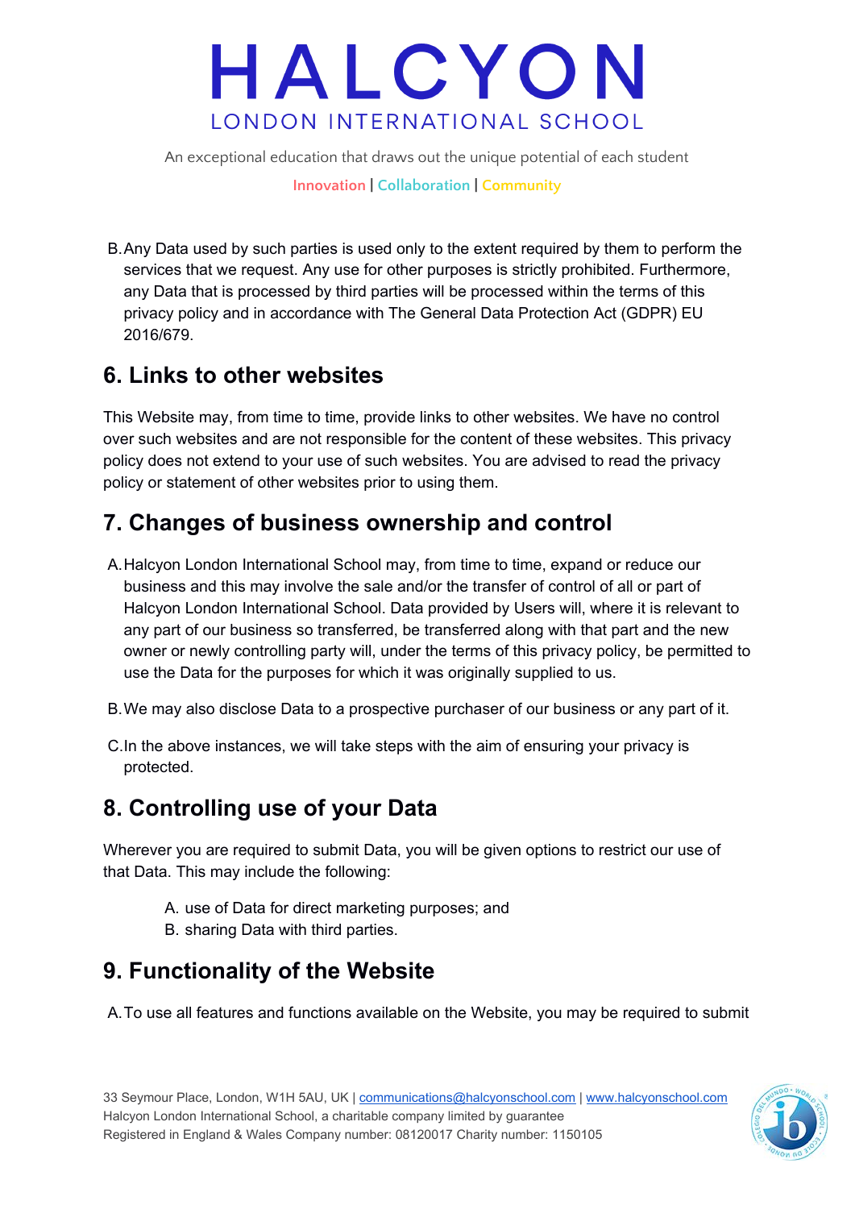B. Any Data used by such parties is used only to the extent required by them to perform the services that we request. Any use for other purposes is strictly prohibited. Furthermore, any Data that is processed by third parties will be processed within the terms of this privacy policy and in accordance with The General Data Protection Act (GDPR) EU 2016/679.

## 6. Links to other websites

This Website may, from time to time, provide links to other websites. We have no control over such websites and are not responsible for the content of these websites. This privacy policy does not extend to your use of such websites. You are advised to read the privacy policy or statement of other websites prior to using them.

## 7. Changes of business ownership and control

A. Halcyon London International School may, from time to time, expand or reduce our business and this may involve the sale and/or the transfer of control of all or part of Halcyon London International School. Data provided by Users will, where it is relevant to any part of our business so transferred, be transferred along with that part and the new owner or newly controlling party will, under the terms of this privacy policy, be permitted to use the Data for the purposes for which it was originally supplied to us.

B. We may also disclose Data to a prospective purchaser of our business or any part of it.

C. In the above instances, we will take steps with the aim of ensuring your privacy is protected.

## 8. Controlling use of your Data

Wherever you are required to submit Data, you will be given options to restrict our use of that Data. This may include the following:

A. use of Data for direct marketing purposes; and
B. sharing Data with third parties.

## 9. Functionality of the Website

A. To use all features and functions available on the Website, you may be required to submit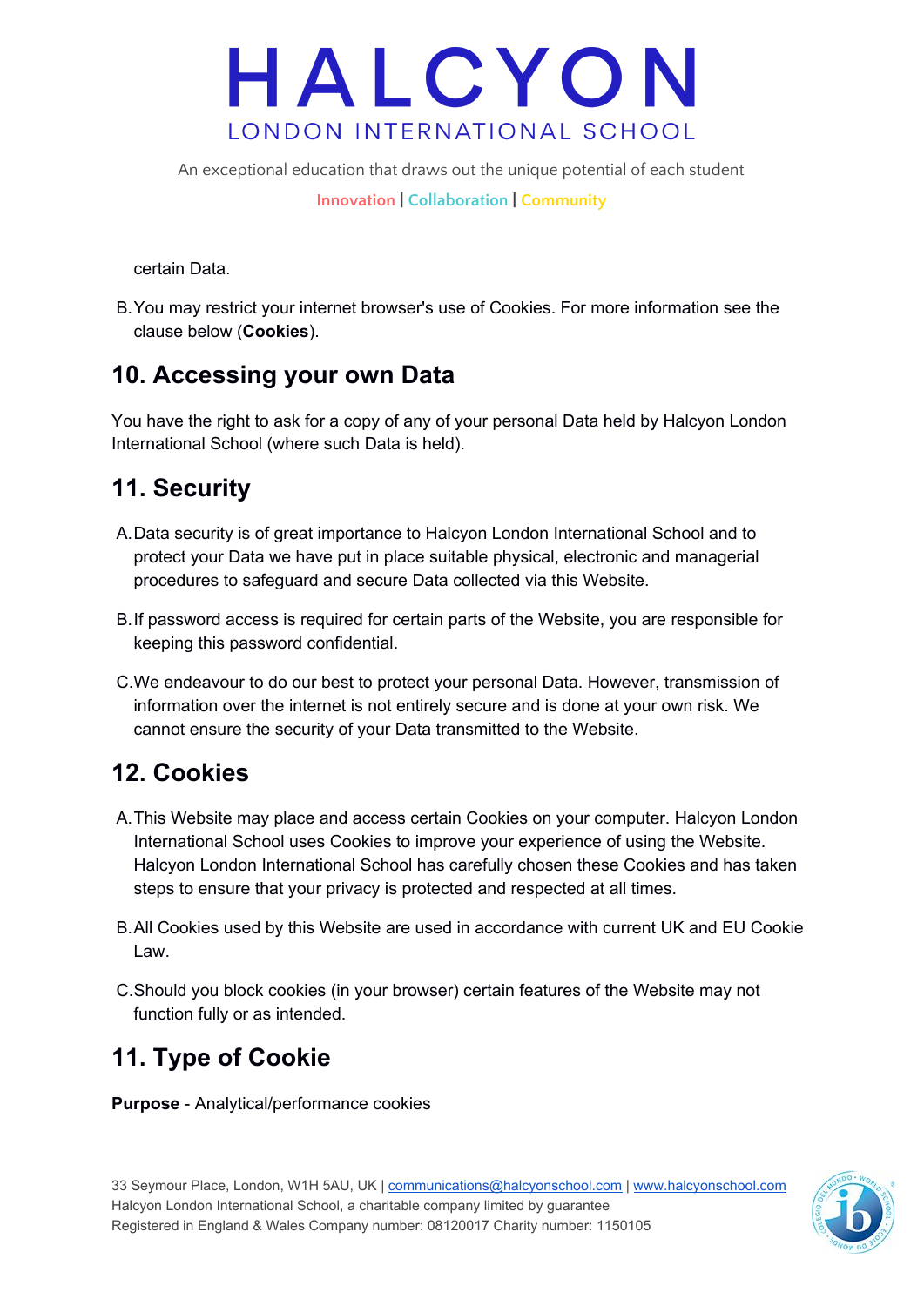certain Data.

B. You may restrict your internet browser's use of Cookies. For more information see the clause below (**Cookies**).

## 10. Accessing your own Data

You have the right to ask for a copy of any of your personal Data held by Halcyon London International School (where such Data is held).

## 11. Security

A. Data security is of great importance to Halcyon London International School and to protect your Data we have put in place suitable physical, electronic and managerial procedures to safeguard and secure Data collected via this Website.

B. If password access is required for certain parts of the Website, you are responsible for keeping this password confidential.

C. We endeavour to do our best to protect your personal Data. However, transmission of information over the internet is not entirely secure and is done at your own risk. We cannot ensure the security of your Data transmitted to the Website.

## 12. Cookies

A. This Website may place and access certain Cookies on your computer. Halcyon London International School uses Cookies to improve your experience of using the Website. Halcyon London International School has carefully chosen these Cookies and has taken steps to ensure that your privacy is protected and respected at all times.

B. All Cookies used by this Website are used in accordance with current UK and EU Cookie Law.

C. Should you block cookies (in your browser) certain features of the Website may not function fully or as intended.

## 11. Type of Cookie

**Purpose** - Analytical/performance cookies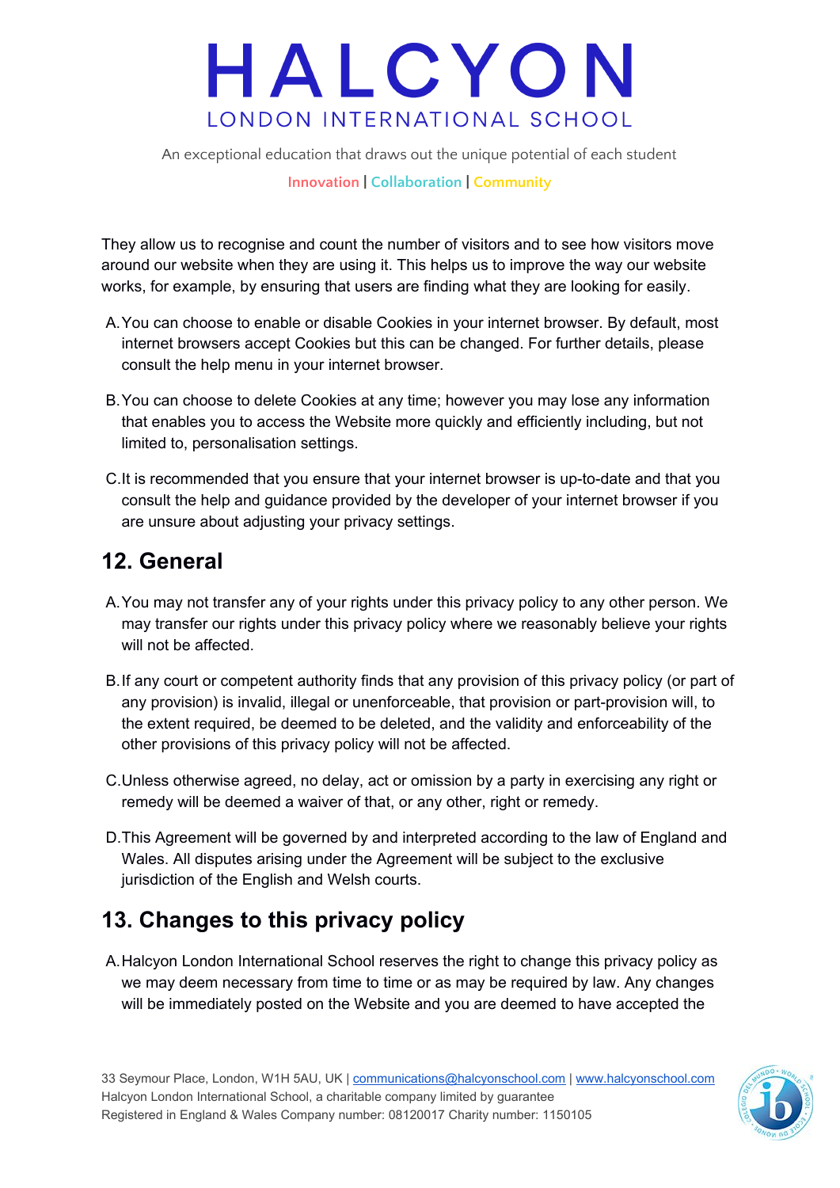They allow us to recognise and count the number of visitors and to see how visitors move around our website when they are using it. This helps us to improve the way our website works, for example, by ensuring that users are finding what they are looking for easily.

A. You can choose to enable or disable Cookies in your internet browser. By default, most internet browsers accept Cookies but this can be changed. For further details, please consult the help menu in your internet browser.

B. You can choose to delete Cookies at any time; however you may lose any information that enables you to access the Website more quickly and efficiently including, but not limited to, personalisation settings.

C. It is recommended that you ensure that your internet browser is up-to-date and that you consult the help and guidance provided by the developer of your internet browser if you are unsure about adjusting your privacy settings.

## 12. General

A. You may not transfer any of your rights under this privacy policy to any other person. We may transfer our rights under this privacy policy where we reasonably believe your rights will not be affected.

B. If any court or competent authority finds that any provision of this privacy policy (or part of any provision) is invalid, illegal or unenforceable, that provision or part-provision will, to the extent required, be deemed to be deleted, and the validity and enforceability of the other provisions of this privacy policy will not be affected.

C. Unless otherwise agreed, no delay, act or omission by a party in exercising any right or remedy will be deemed a waiver of that, or any other, right or remedy.

D. This Agreement will be governed by and interpreted according to the law of England and Wales. All disputes arising under the Agreement will be subject to the exclusive jurisdiction of the English and Welsh courts.

## 13. Changes to this privacy policy

A. Halcyon London International School reserves the right to change this privacy policy as we may deem necessary from time to time or as may be required by law. Any changes will be immediately posted on the Website and you are deemed to have accepted the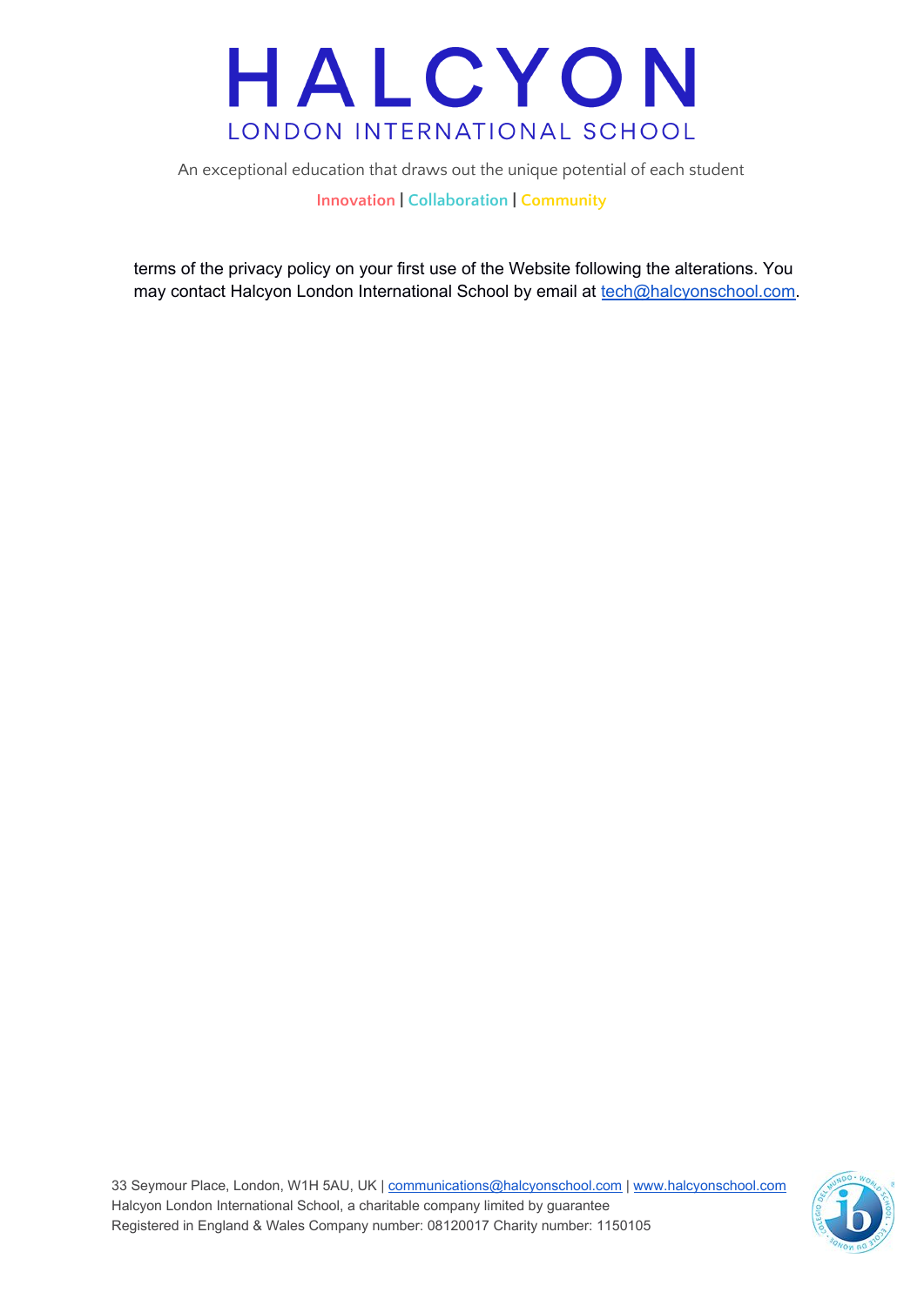terms of the privacy policy on your first use of the Website following the alterations. You may contact Halcyon London International School by email at tech@halcyonschool.com.